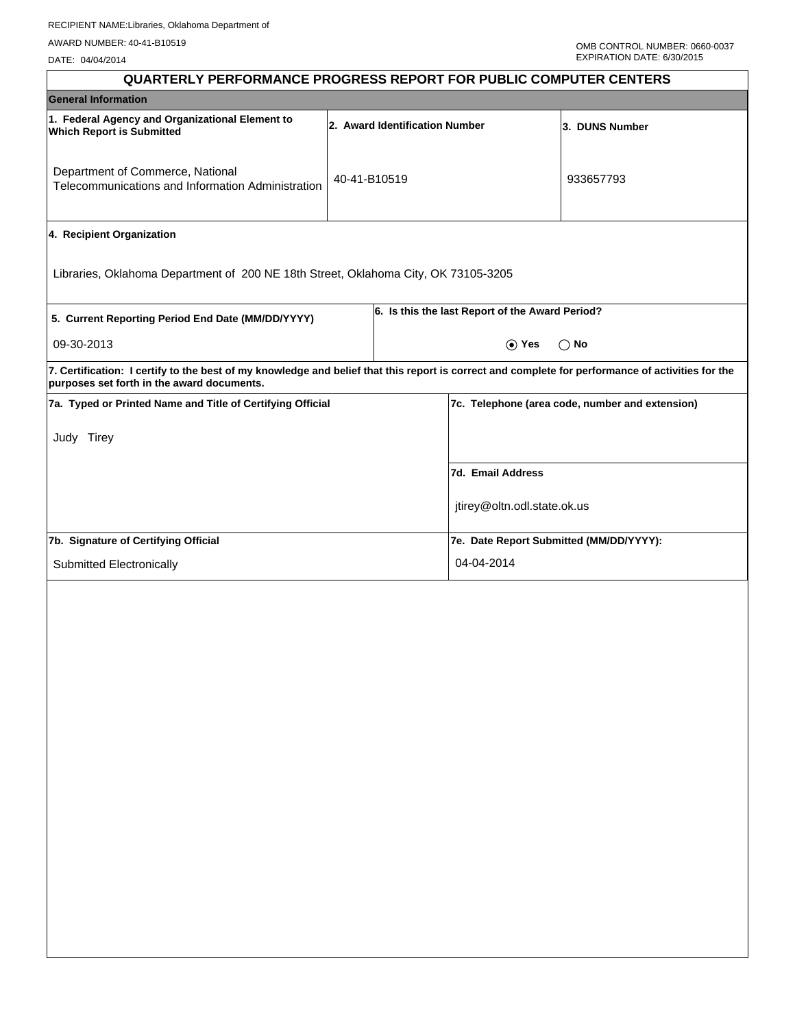RECIPIENT NAME:Libraries, Oklahoma Department of

AWARD NUMBER: 40-41-B10519

DATE: 04/04/2014

OMB CONTROL NUMBER: 0660-0037
EXPIRATION DATE: 6/30/2015

# QUARTERLY PERFORMANCE PROGRESS REPORT FOR PUBLIC COMPUTER CENTERS

## General Information

| 1. Federal Agency and Organizational Element to Which Report is Submitted | 2. Award Identification Number | 3. DUNS Number |
|---|---|---|
| Department of Commerce, National Telecommunications and Information Administration | 40-41-B10519 | 933657793 |

**4. Recipient Organization**

Libraries, Oklahoma Department of 200 NE 18th Street, Oklahoma City, OK 73105-3205

| 5. Current Reporting Period End Date (MM/DD/YYYY) | 6. Is this the last Report of the Award Period? |
|---|---|
| 09-30-2013 | (●) Yes ( ) No |

**7. Certification: I certify to the best of my knowledge and belief that this report is correct and complete for performance of activities for the purposes set forth in the award documents.**

| 7a. Typed or Printed Name and Title of Certifying Official | 7c. Telephone (area code, number and extension) |
|---|---|
| Judy Tirey | |
| | **7d. Email Address** |
| | jtirey@oltn.odl.state.ok.us |
| **7b. Signature of Certifying Official** | **7e. Date Report Submitted (MM/DD/YYYY):** |
| Submitted Electronically | 04-04-2014 |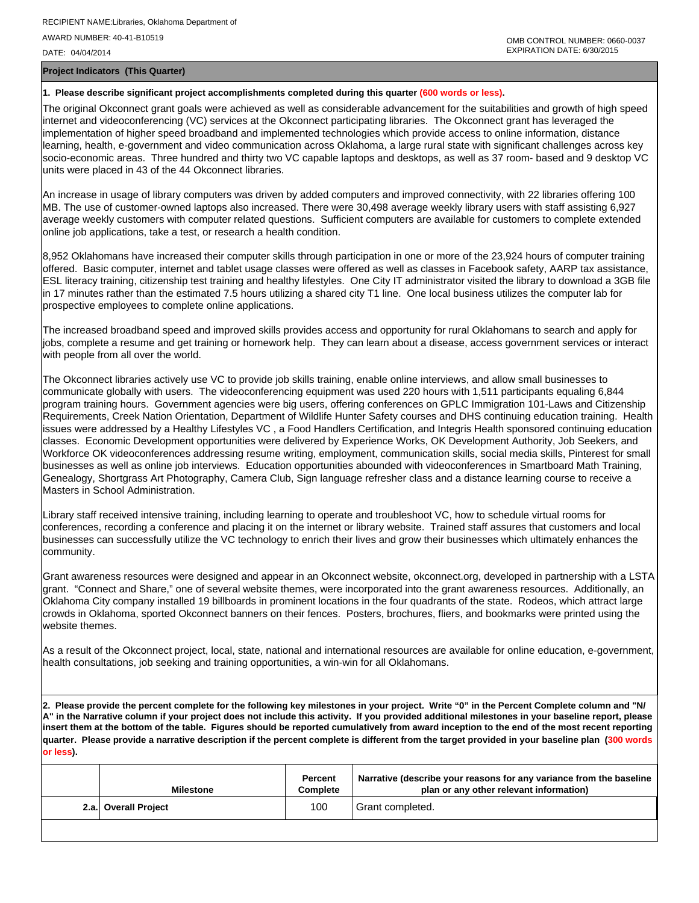RECIPIENT NAME:Libraries, Oklahoma Department of

AWARD NUMBER: 40-41-B10519

DATE: 04/04/2014

OMB CONTROL NUMBER: 0660-0037
EXPIRATION DATE: 6/30/2015

**Project Indicators (This Quarter)**

**1. Please describe significant project accomplishments completed during this quarter (600 words or less).**

The original Okconnect grant goals were achieved as well as considerable advancement for the suitabilities and growth of high speed internet and videoconferencing (VC) services at the Okconnect participating libraries. The Okconnect grant has leveraged the implementation of higher speed broadband and implemented technologies which provide access to online information, distance learning, health, e-government and video communication across Oklahoma, a large rural state with significant challenges across key socio-economic areas. Three hundred and thirty two VC capable laptops and desktops, as well as 37 room- based and 9 desktop VC units were placed in 43 of the 44 Okconnect libraries.

An increase in usage of library computers was driven by added computers and improved connectivity, with 22 libraries offering 100 MB. The use of customer-owned laptops also increased. There were 30,498 average weekly library users with staff assisting 6,927 average weekly customers with computer related questions. Sufficient computers are available for customers to complete extended online job applications, take a test, or research a health condition.

8,952 Oklahomans have increased their computer skills through participation in one or more of the 23,924 hours of computer training offered. Basic computer, internet and tablet usage classes were offered as well as classes in Facebook safety, AARP tax assistance, ESL literacy training, citizenship test training and healthy lifestyles. One City IT administrator visited the library to download a 3GB file in 17 minutes rather than the estimated 7.5 hours utilizing a shared city T1 line. One local business utilizes the computer lab for prospective employees to complete online applications.

The increased broadband speed and improved skills provides access and opportunity for rural Oklahomans to search and apply for jobs, complete a resume and get training or homework help. They can learn about a disease, access government services or interact with people from all over the world.

The Okconnect libraries actively use VC to provide job skills training, enable online interviews, and allow small businesses to communicate globally with users. The videoconferencing equipment was used 220 hours with 1,511 participants equaling 6,844 program training hours. Government agencies were big users, offering conferences on GPLC Immigration 101-Laws and Citizenship Requirements, Creek Nation Orientation, Department of Wildlife Hunter Safety courses and DHS continuing education training. Health issues were addressed by a Healthy Lifestyles VC , a Food Handlers Certification, and Integris Health sponsored continuing education classes. Economic Development opportunities were delivered by Experience Works, OK Development Authority, Job Seekers, and Workforce OK videoconferences addressing resume writing, employment, communication skills, social media skills, Pinterest for small businesses as well as online job interviews. Education opportunities abounded with videoconferences in Smartboard Math Training, Genealogy, Shortgrass Art Photography, Camera Club, Sign language refresher class and a distance learning course to receive a Masters in School Administration.

Library staff received intensive training, including learning to operate and troubleshoot VC, how to schedule virtual rooms for conferences, recording a conference and placing it on the internet or library website. Trained staff assures that customers and local businesses can successfully utilize the VC technology to enrich their lives and grow their businesses which ultimately enhances the community.

Grant awareness resources were designed and appear in an Okconnect website, okconnect.org, developed in partnership with a LSTA grant. "Connect and Share," one of several website themes, were incorporated into the grant awareness resources. Additionally, an Oklahoma City company installed 19 billboards in prominent locations in the four quadrants of the state. Rodeos, which attract large crowds in Oklahoma, sported Okconnect banners on their fences. Posters, brochures, fliers, and bookmarks were printed using the website themes.

As a result of the Okconnect project, local, state, national and international resources are available for online education, e-government, health consultations, job seeking and training opportunities, a win-win for all Oklahomans.

**2. Please provide the percent complete for the following key milestones in your project. Write "0" in the Percent Complete column and "N/A" in the Narrative column if your project does not include this activity. If you provided additional milestones in your baseline report, please insert them at the bottom of the table. Figures should be reported cumulatively from award inception to the end of the most recent reporting quarter. Please provide a narrative description if the percent complete is different from the target provided in your baseline plan (300 words or less).**

| | Milestone | Percent Complete | Narrative (describe your reasons for any variance from the baseline plan or any other relevant information) |
|---|---|---|---|
| 2.a. | Overall Project | 100 | Grant completed. |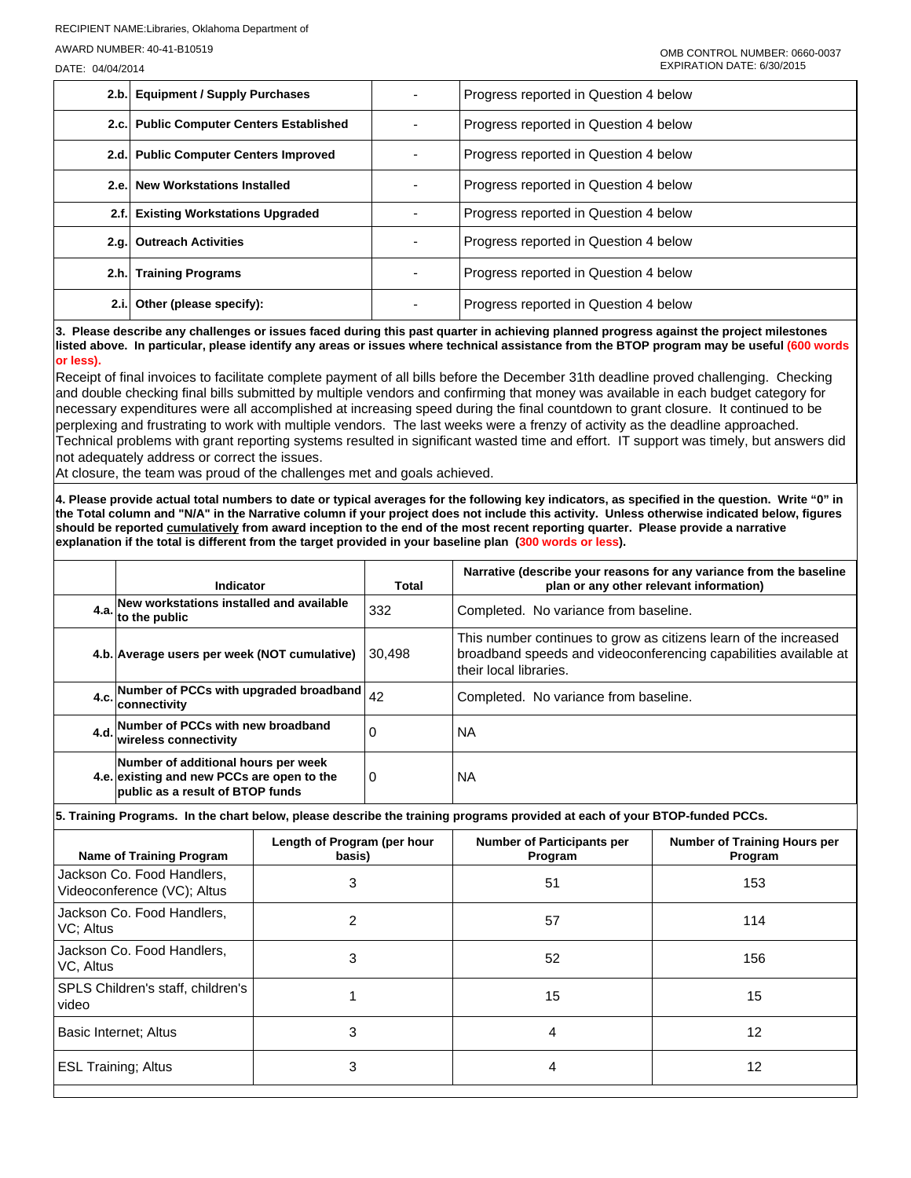RECIPIENT NAME:Libraries, Oklahoma Department of

AWARD NUMBER: 40-41-B10519

DATE: 04/04/2014

OMB CONTROL NUMBER: 0660-0037
EXPIRATION DATE: 6/30/2015

| | | | |
|---|---|---|---|
| 2.b. | **Equipment / Supply Purchases** | - | Progress reported in Question 4 below |
| 2.c. | **Public Computer Centers Established** | - | Progress reported in Question 4 below |
| 2.d. | **Public Computer Centers Improved** | - | Progress reported in Question 4 below |
| 2.e. | **New Workstations Installed** | - | Progress reported in Question 4 below |
| 2.f. | **Existing Workstations Upgraded** | - | Progress reported in Question 4 below |
| 2.g. | **Outreach Activities** | - | Progress reported in Question 4 below |
| 2.h. | **Training Programs** | - | Progress reported in Question 4 below |
| 2.i. | **Other (please specify):** | - | Progress reported in Question 4 below |

**3. Please describe any challenges or issues faced during this past quarter in achieving planned progress against the project milestones listed above. In particular, please identify any areas or issues where technical assistance from the BTOP program may be useful (600 words or less).**

Receipt of final invoices to facilitate complete payment of all bills before the December 31th deadline proved challenging. Checking and double checking final bills submitted by multiple vendors and confirming that money was available in each budget category for necessary expenditures were all accomplished at increasing speed during the final countdown to grant closure. It continued to be perplexing and frustrating to work with multiple vendors. The last weeks were a frenzy of activity as the deadline approached. Technical problems with grant reporting systems resulted in significant wasted time and effort. IT support was timely, but answers did not adequately address or correct the issues.

At closure, the team was proud of the challenges met and goals achieved.

**4. Please provide actual total numbers to date or typical averages for the following key indicators, as specified in the question. Write "0" in the Total column and "N/A" in the Narrative column if your project does not include this activity. Unless otherwise indicated below, figures should be reported cumulatively from award inception to the end of the most recent reporting quarter. Please provide a narrative explanation if the total is different from the target provided in your baseline plan (300 words or less).**

| | Indicator | Total | Narrative (describe your reasons for any variance from the baseline plan or any other relevant information) |
|---|---|---|---|
| 4.a. | New workstations installed and available to the public | 332 | Completed. No variance from baseline. |
| 4.b. | Average users per week (NOT cumulative) | 30,498 | This number continues to grow as citizens learn of the increased broadband speeds and videoconferencing capabilities available at their local libraries. |
| 4.c. | Number of PCCs with upgraded broadband connectivity | 42 | Completed. No variance from baseline. |
| 4.d. | Number of PCCs with new broadband wireless connectivity | 0 | NA |
| 4.e. | Number of additional hours per week existing and new PCCs are open to the public as a result of BTOP funds | 0 | NA |

**5. Training Programs. In the chart below, please describe the training programs provided at each of your BTOP-funded PCCs.**

| Name of Training Program | Length of Program (per hour basis) | Number of Participants per Program | Number of Training Hours per Program |
|---|---|---|---|
| Jackson Co. Food Handlers, Videoconference (VC); Altus | 3 | 51 | 153 |
| Jackson Co. Food Handlers, VC; Altus | 2 | 57 | 114 |
| Jackson Co. Food Handlers, VC, Altus | 3 | 52 | 156 |
| SPLS Children's staff, children's video | 1 | 15 | 15 |
| Basic Internet; Altus | 3 | 4 | 12 |
| ESL Training; Altus | 3 | 4 | 12 |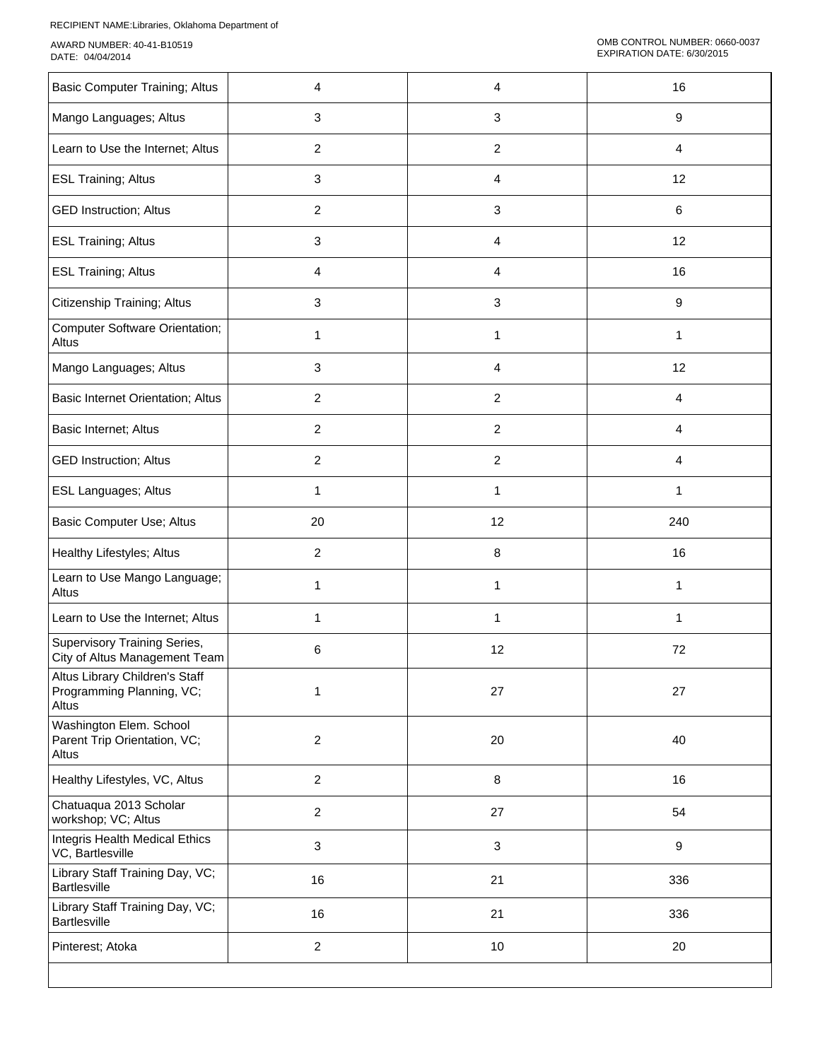RECIPIENT NAME:Libraries, Oklahoma Department of

AWARD NUMBER: 40-41-B10519
DATE: 04/04/2014

OMB CONTROL NUMBER: 0660-0037
EXPIRATION DATE: 6/30/2015

| | | | |
|---|---|---|---|
| Basic Computer Training; Altus | 4 | 4 | 16 |
| Mango Languages; Altus | 3 | 3 | 9 |
| Learn to Use the Internet; Altus | 2 | 2 | 4 |
| ESL Training; Altus | 3 | 4 | 12 |
| GED Instruction; Altus | 2 | 3 | 6 |
| ESL Training; Altus | 3 | 4 | 12 |
| ESL Training; Altus | 4 | 4 | 16 |
| Citizenship Training; Altus | 3 | 3 | 9 |
| Computer Software Orientation; Altus | 1 | 1 | 1 |
| Mango Languages; Altus | 3 | 4 | 12 |
| Basic Internet Orientation; Altus | 2 | 2 | 4 |
| Basic Internet; Altus | 2 | 2 | 4 |
| GED Instruction; Altus | 2 | 2 | 4 |
| ESL Languages; Altus | 1 | 1 | 1 |
| Basic Computer Use; Altus | 20 | 12 | 240 |
| Healthy Lifestyles; Altus | 2 | 8 | 16 |
| Learn to Use Mango Language; Altus | 1 | 1 | 1 |
| Learn to Use the Internet; Altus | 1 | 1 | 1 |
| Supervisory Training Series, City of Altus Management Team | 6 | 12 | 72 |
| Altus Library Children's Staff Programming Planning, VC; Altus | 1 | 27 | 27 |
| Washington Elem. School Parent Trip Orientation, VC; Altus | 2 | 20 | 40 |
| Healthy Lifestyles, VC, Altus | 2 | 8 | 16 |
| Chatuaqua 2013 Scholar workshop; VC; Altus | 2 | 27 | 54 |
| Integris Health Medical Ethics VC, Bartlesville | 3 | 3 | 9 |
| Library Staff Training Day, VC; Bartlesville | 16 | 21 | 336 |
| Library Staff Training Day, VC; Bartlesville | 16 | 21 | 336 |
| Pinterest; Atoka | 2 | 10 | 20 |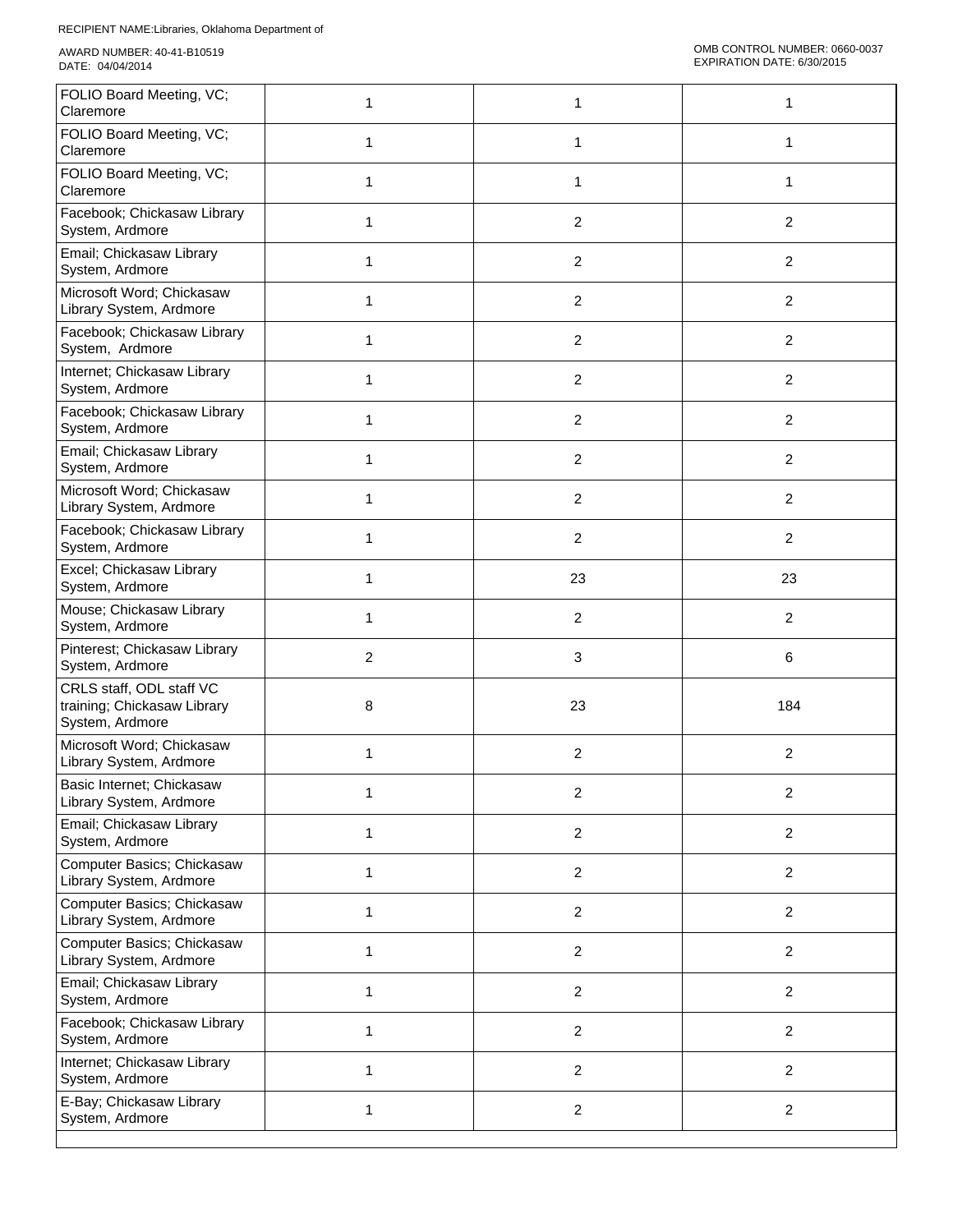| | | | |
|---|---|---|---|
| FOLIO Board Meeting, VC; Claremore | 1 | 1 | 1 |
| FOLIO Board Meeting, VC; Claremore | 1 | 1 | 1 |
| FOLIO Board Meeting, VC; Claremore | 1 | 1 | 1 |
| Facebook; Chickasaw Library System, Ardmore | 1 | 2 | 2 |
| Email; Chickasaw Library System, Ardmore | 1 | 2 | 2 |
| Microsoft Word; Chickasaw Library System, Ardmore | 1 | 2 | 2 |
| Facebook; Chickasaw Library System, Ardmore | 1 | 2 | 2 |
| Internet; Chickasaw Library System, Ardmore | 1 | 2 | 2 |
| Facebook; Chickasaw Library System, Ardmore | 1 | 2 | 2 |
| Email; Chickasaw Library System, Ardmore | 1 | 2 | 2 |
| Microsoft Word; Chickasaw Library System, Ardmore | 1 | 2 | 2 |
| Facebook; Chickasaw Library System, Ardmore | 1 | 2 | 2 |
| Excel; Chickasaw Library System, Ardmore | 1 | 23 | 23 |
| Mouse; Chickasaw Library System, Ardmore | 1 | 2 | 2 |
| Pinterest; Chickasaw Library System, Ardmore | 2 | 3 | 6 |
| CRLS staff, ODL staff VC training; Chickasaw Library System, Ardmore | 8 | 23 | 184 |
| Microsoft Word; Chickasaw Library System, Ardmore | 1 | 2 | 2 |
| Basic Internet; Chickasaw Library System, Ardmore | 1 | 2 | 2 |
| Email; Chickasaw Library System, Ardmore | 1 | 2 | 2 |
| Computer Basics; Chickasaw Library System, Ardmore | 1 | 2 | 2 |
| Computer Basics; Chickasaw Library System, Ardmore | 1 | 2 | 2 |
| Computer Basics; Chickasaw Library System, Ardmore | 1 | 2 | 2 |
| Email; Chickasaw Library System, Ardmore | 1 | 2 | 2 |
| Facebook; Chickasaw Library System, Ardmore | 1 | 2 | 2 |
| Internet; Chickasaw Library System, Ardmore | 1 | 2 | 2 |
| E-Bay; Chickasaw Library System, Ardmore | 1 | 2 | 2 |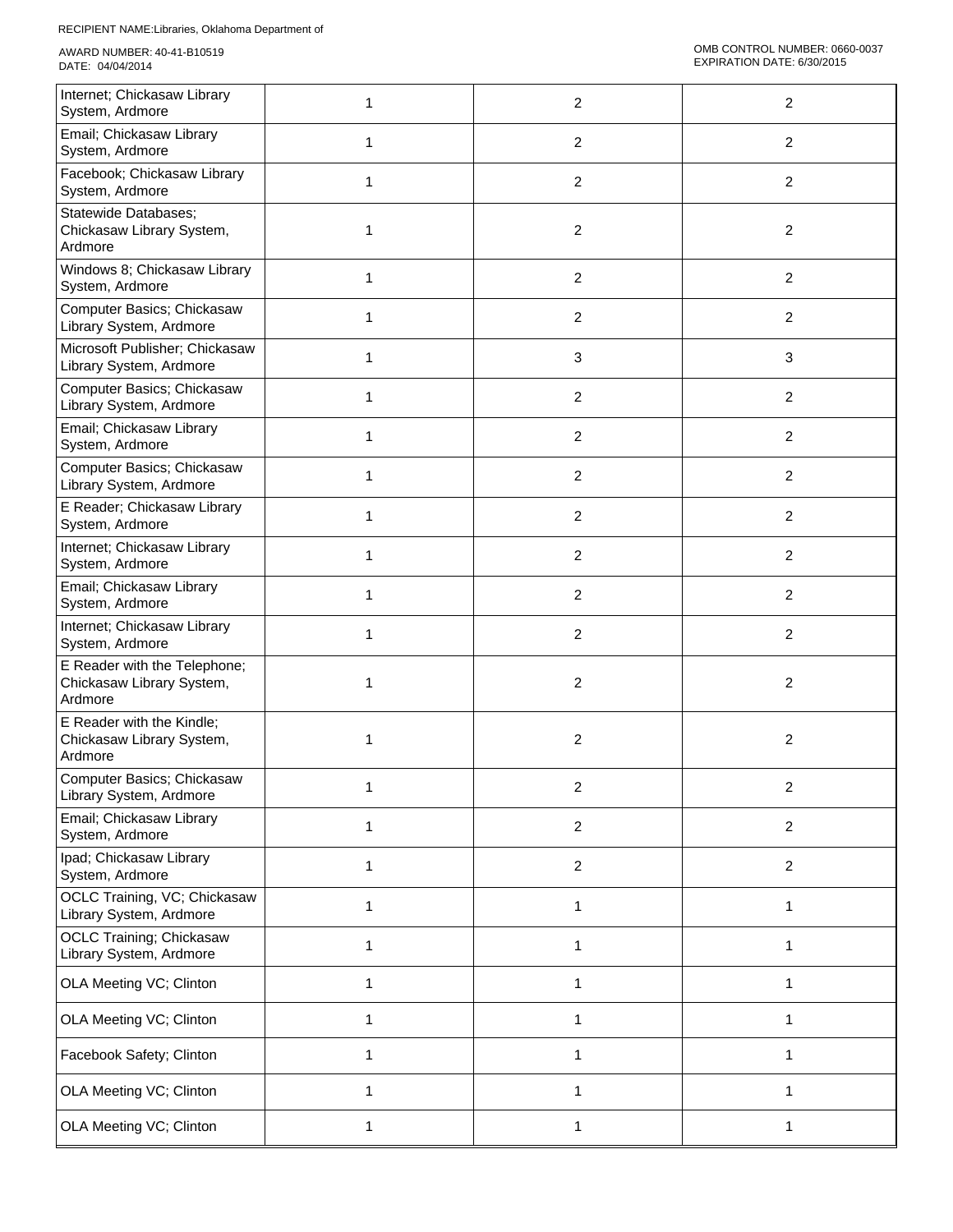RECIPIENT NAME:Libraries, Oklahoma Department of

AWARD NUMBER: 40-41-B10519
DATE: 04/04/2014

OMB CONTROL NUMBER: 0660-0037
EXPIRATION DATE: 6/30/2015

| | | | |
|---|---|---|---|
| Internet; Chickasaw Library System, Ardmore | 1 | 2 | 2 |
| Email; Chickasaw Library System, Ardmore | 1 | 2 | 2 |
| Facebook; Chickasaw Library System, Ardmore | 1 | 2 | 2 |
| Statewide Databases; Chickasaw Library System, Ardmore | 1 | 2 | 2 |
| Windows 8; Chickasaw Library System, Ardmore | 1 | 2 | 2 |
| Computer Basics; Chickasaw Library System, Ardmore | 1 | 2 | 2 |
| Microsoft Publisher; Chickasaw Library System, Ardmore | 1 | 3 | 3 |
| Computer Basics; Chickasaw Library System, Ardmore | 1 | 2 | 2 |
| Email; Chickasaw Library System, Ardmore | 1 | 2 | 2 |
| Computer Basics; Chickasaw Library System, Ardmore | 1 | 2 | 2 |
| E Reader; Chickasaw Library System, Ardmore | 1 | 2 | 2 |
| Internet; Chickasaw Library System, Ardmore | 1 | 2 | 2 |
| Email; Chickasaw Library System, Ardmore | 1 | 2 | 2 |
| Internet; Chickasaw Library System, Ardmore | 1 | 2 | 2 |
| E Reader with the Telephone; Chickasaw Library System, Ardmore | 1 | 2 | 2 |
| E Reader with the Kindle; Chickasaw Library System, Ardmore | 1 | 2 | 2 |
| Computer Basics; Chickasaw Library System, Ardmore | 1 | 2 | 2 |
| Email; Chickasaw Library System, Ardmore | 1 | 2 | 2 |
| Ipad; Chickasaw Library System, Ardmore | 1 | 2 | 2 |
| OCLC Training, VC; Chickasaw Library System, Ardmore | 1 | 1 | 1 |
| OCLC Training; Chickasaw Library System, Ardmore | 1 | 1 | 1 |
| OLA Meeting VC; Clinton | 1 | 1 | 1 |
| OLA Meeting VC; Clinton | 1 | 1 | 1 |
| Facebook Safety; Clinton | 1 | 1 | 1 |
| OLA Meeting VC; Clinton | 1 | 1 | 1 |
| OLA Meeting VC; Clinton | 1 | 1 | 1 |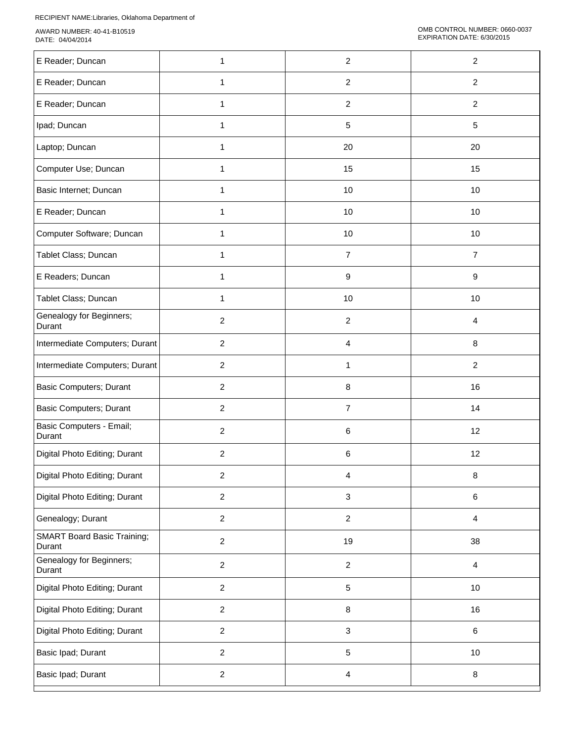RECIPIENT NAME:Libraries, Oklahoma Department of

AWARD NUMBER: 40-41-B10519
DATE: 04/04/2014

OMB CONTROL NUMBER: 0660-0037
EXPIRATION DATE: 6/30/2015

| | | | |
|---|---|---|---|
| E Reader; Duncan | 1 | 2 | 2 |
| E Reader; Duncan | 1 | 2 | 2 |
| E Reader; Duncan | 1 | 2 | 2 |
| Ipad; Duncan | 1 | 5 | 5 |
| Laptop; Duncan | 1 | 20 | 20 |
| Computer Use; Duncan | 1 | 15 | 15 |
| Basic Internet; Duncan | 1 | 10 | 10 |
| E Reader; Duncan | 1 | 10 | 10 |
| Computer Software; Duncan | 1 | 10 | 10 |
| Tablet Class; Duncan | 1 | 7 | 7 |
| E Readers; Duncan | 1 | 9 | 9 |
| Tablet Class; Duncan | 1 | 10 | 10 |
| Genealogy for Beginners; Durant | 2 | 2 | 4 |
| Intermediate Computers; Durant | 2 | 4 | 8 |
| Intermediate Computers; Durant | 2 | 1 | 2 |
| Basic Computers; Durant | 2 | 8 | 16 |
| Basic Computers; Durant | 2 | 7 | 14 |
| Basic Computers - Email; Durant | 2 | 6 | 12 |
| Digital Photo Editing; Durant | 2 | 6 | 12 |
| Digital Photo Editing; Durant | 2 | 4 | 8 |
| Digital Photo Editing; Durant | 2 | 3 | 6 |
| Genealogy; Durant | 2 | 2 | 4 |
| SMART Board Basic Training; Durant | 2 | 19 | 38 |
| Genealogy for Beginners; Durant | 2 | 2 | 4 |
| Digital Photo Editing; Durant | 2 | 5 | 10 |
| Digital Photo Editing; Durant | 2 | 8 | 16 |
| Digital Photo Editing; Durant | 2 | 3 | 6 |
| Basic Ipad; Durant | 2 | 5 | 10 |
| Basic Ipad; Durant | 2 | 4 | 8 |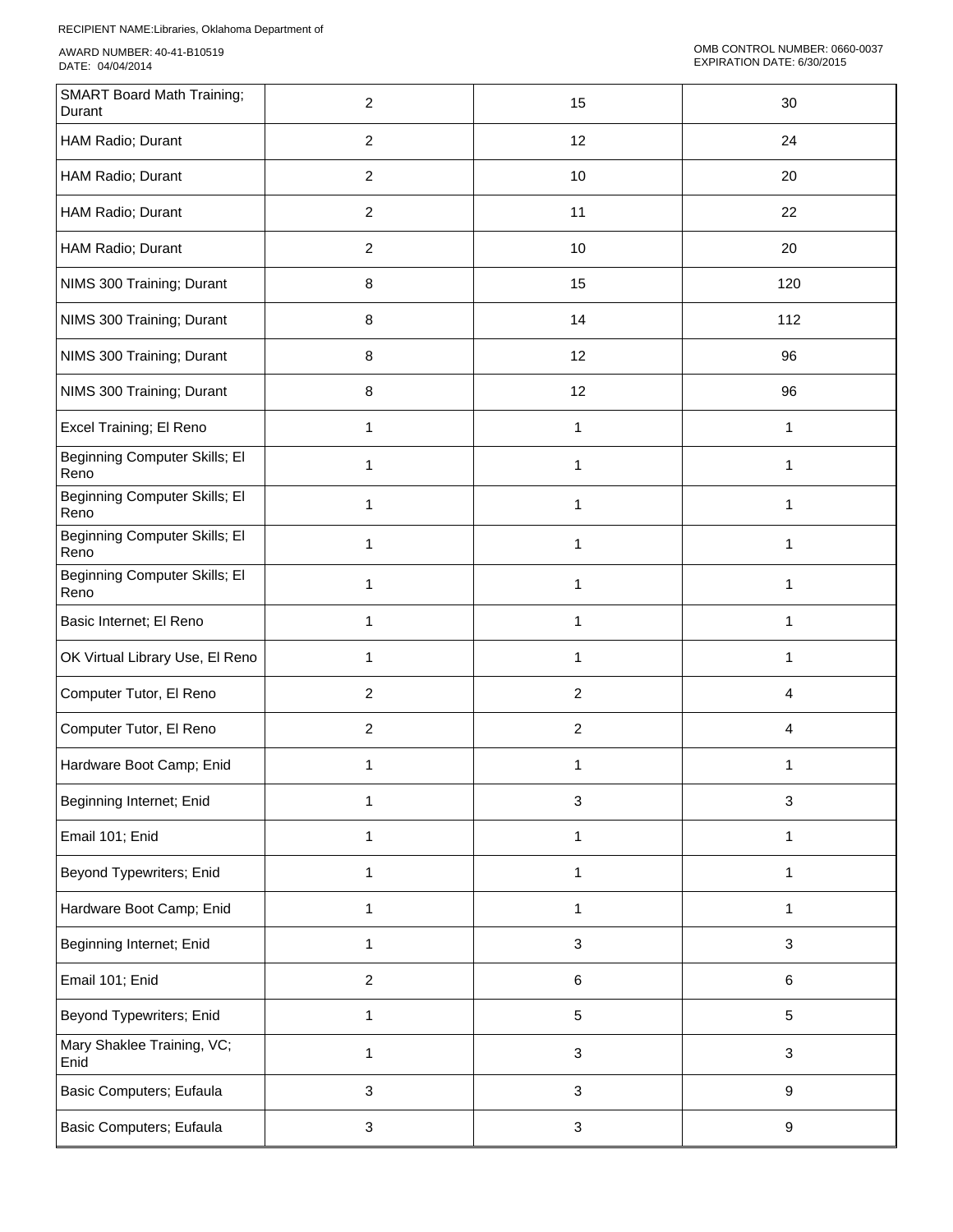| | | | |
|---|---|---|---|
| SMART Board Math Training; Durant | 2 | 15 | 30 |
| HAM Radio; Durant | 2 | 12 | 24 |
| HAM Radio; Durant | 2 | 10 | 20 |
| HAM Radio; Durant | 2 | 11 | 22 |
| HAM Radio; Durant | 2 | 10 | 20 |
| NIMS 300 Training; Durant | 8 | 15 | 120 |
| NIMS 300 Training; Durant | 8 | 14 | 112 |
| NIMS 300 Training; Durant | 8 | 12 | 96 |
| NIMS 300 Training; Durant | 8 | 12 | 96 |
| Excel Training; El Reno | 1 | 1 | 1 |
| Beginning Computer Skills; El Reno | 1 | 1 | 1 |
| Beginning Computer Skills; El Reno | 1 | 1 | 1 |
| Beginning Computer Skills; El Reno | 1 | 1 | 1 |
| Beginning Computer Skills; El Reno | 1 | 1 | 1 |
| Basic Internet; El Reno | 1 | 1 | 1 |
| OK Virtual Library Use, El Reno | 1 | 1 | 1 |
| Computer Tutor, El Reno | 2 | 2 | 4 |
| Computer Tutor, El Reno | 2 | 2 | 4 |
| Hardware Boot Camp; Enid | 1 | 1 | 1 |
| Beginning Internet; Enid | 1 | 3 | 3 |
| Email 101; Enid | 1 | 1 | 1 |
| Beyond Typewriters; Enid | 1 | 1 | 1 |
| Hardware Boot Camp; Enid | 1 | 1 | 1 |
| Beginning Internet; Enid | 1 | 3 | 3 |
| Email 101; Enid | 2 | 6 | 6 |
| Beyond Typewriters; Enid | 1 | 5 | 5 |
| Mary Shaklee Training, VC; Enid | 1 | 3 | 3 |
| Basic Computers; Eufaula | 3 | 3 | 9 |
| Basic Computers; Eufaula | 3 | 3 | 9 |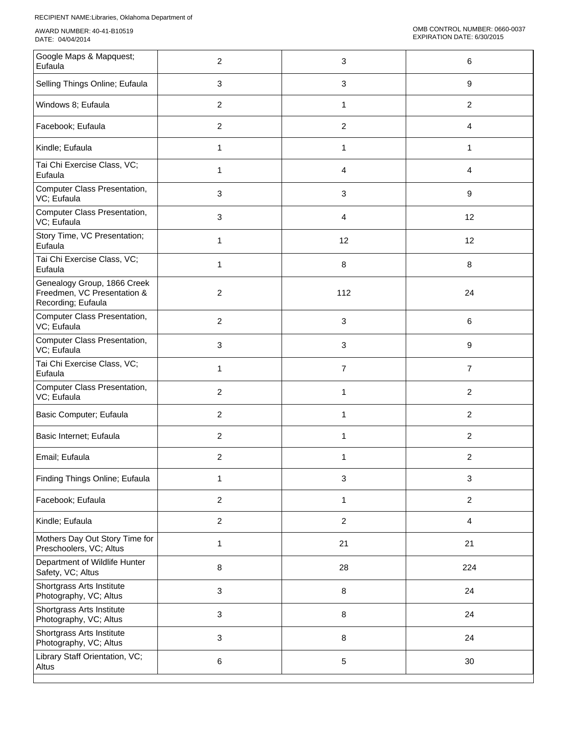RECIPIENT NAME:Libraries, Oklahoma Department of

AWARD NUMBER: 40-41-B10519
DATE: 04/04/2014

OMB CONTROL NUMBER: 0660-0037
EXPIRATION DATE: 6/30/2015

| | | | |
|---|---|---|---|
| Google Maps & Mapquest; Eufaula | 2 | 3 | 6 |
| Selling Things Online; Eufaula | 3 | 3 | 9 |
| Windows 8; Eufaula | 2 | 1 | 2 |
| Facebook; Eufaula | 2 | 2 | 4 |
| Kindle; Eufaula | 1 | 1 | 1 |
| Tai Chi Exercise Class, VC; Eufaula | 1 | 4 | 4 |
| Computer Class Presentation, VC; Eufaula | 3 | 3 | 9 |
| Computer Class Presentation, VC; Eufaula | 3 | 4 | 12 |
| Story Time, VC Presentation; Eufaula | 1 | 12 | 12 |
| Tai Chi Exercise Class, VC; Eufaula | 1 | 8 | 8 |
| Genealogy Group, 1866 Creek Freedmen, VC Presentation & Recording; Eufaula | 2 | 112 | 24 |
| Computer Class Presentation, VC; Eufaula | 2 | 3 | 6 |
| Computer Class Presentation, VC; Eufaula | 3 | 3 | 9 |
| Tai Chi Exercise Class, VC; Eufaula | 1 | 7 | 7 |
| Computer Class Presentation, VC; Eufaula | 2 | 1 | 2 |
| Basic Computer; Eufaula | 2 | 1 | 2 |
| Basic Internet; Eufaula | 2 | 1 | 2 |
| Email; Eufaula | 2 | 1 | 2 |
| Finding Things Online; Eufaula | 1 | 3 | 3 |
| Facebook; Eufaula | 2 | 1 | 2 |
| Kindle; Eufaula | 2 | 2 | 4 |
| Mothers Day Out Story Time for Preschoolers, VC; Altus | 1 | 21 | 21 |
| Department of Wildlife Hunter Safety, VC; Altus | 8 | 28 | 224 |
| Shortgrass Arts Institute Photography, VC; Altus | 3 | 8 | 24 |
| Shortgrass Arts Institute Photography, VC; Altus | 3 | 8 | 24 |
| Shortgrass Arts Institute Photography, VC; Altus | 3 | 8 | 24 |
| Library Staff Orientation, VC; Altus | 6 | 5 | 30 |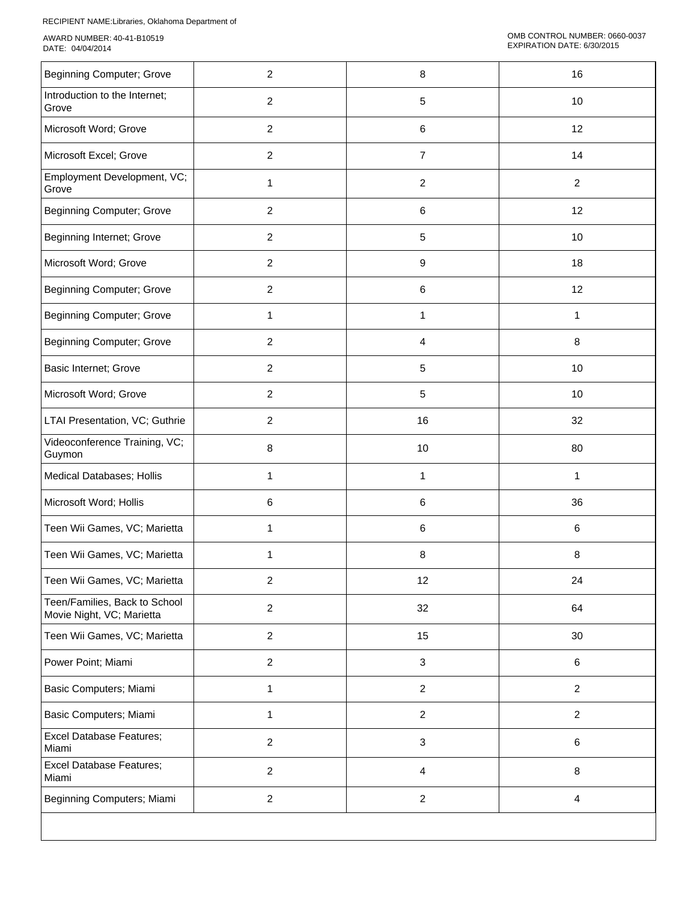| Beginning Computer; Grove | 2 | 8 | 16 |
|---|---|---|---|
| Introduction to the Internet; Grove | 2 | 5 | 10 |
| Microsoft Word; Grove | 2 | 6 | 12 |
| Microsoft Excel; Grove | 2 | 7 | 14 |
| Employment Development, VC; Grove | 1 | 2 | 2 |
| Beginning Computer; Grove | 2 | 6 | 12 |
| Beginning Internet; Grove | 2 | 5 | 10 |
| Microsoft Word; Grove | 2 | 9 | 18 |
| Beginning Computer; Grove | 2 | 6 | 12 |
| Beginning Computer; Grove | 1 | 1 | 1 |
| Beginning Computer; Grove | 2 | 4 | 8 |
| Basic Internet; Grove | 2 | 5 | 10 |
| Microsoft Word; Grove | 2 | 5 | 10 |
| LTAI Presentation, VC; Guthrie | 2 | 16 | 32 |
| Videoconference Training, VC; Guymon | 8 | 10 | 80 |
| Medical Databases; Hollis | 1 | 1 | 1 |
| Microsoft Word; Hollis | 6 | 6 | 36 |
| Teen Wii Games, VC; Marietta | 1 | 6 | 6 |
| Teen Wii Games, VC; Marietta | 1 | 8 | 8 |
| Teen Wii Games, VC; Marietta | 2 | 12 | 24 |
| Teen/Families, Back to School Movie Night, VC; Marietta | 2 | 32 | 64 |
| Teen Wii Games, VC; Marietta | 2 | 15 | 30 |
| Power Point; Miami | 2 | 3 | 6 |
| Basic Computers; Miami | 1 | 2 | 2 |
| Basic Computers; Miami | 1 | 2 | 2 |
| Excel Database Features; Miami | 2 | 3 | 6 |
| Excel Database Features; Miami | 2 | 4 | 8 |
| Beginning Computers; Miami | 2 | 2 | 4 |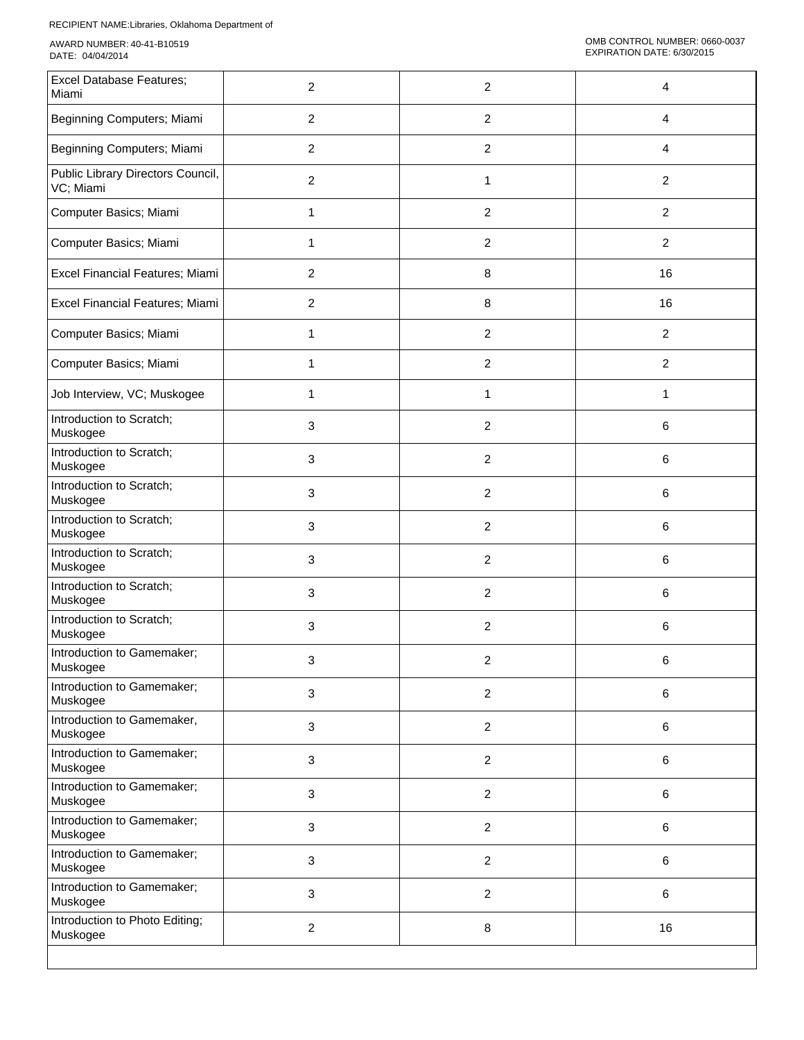| | | | |
|---|---|---|---|
| Excel Database Features; Miami | 2 | 2 | 4 |
| Beginning Computers; Miami | 2 | 2 | 4 |
| Beginning Computers; Miami | 2 | 2 | 4 |
| Public Library Directors Council, VC; Miami | 2 | 1 | 2 |
| Computer Basics; Miami | 1 | 2 | 2 |
| Computer Basics; Miami | 1 | 2 | 2 |
| Excel Financial Features; Miami | 2 | 8 | 16 |
| Excel Financial Features; Miami | 2 | 8 | 16 |
| Computer Basics; Miami | 1 | 2 | 2 |
| Computer Basics; Miami | 1 | 2 | 2 |
| Job Interview, VC; Muskogee | 1 | 1 | 1 |
| Introduction to Scratch; Muskogee | 3 | 2 | 6 |
| Introduction to Scratch; Muskogee | 3 | 2 | 6 |
| Introduction to Scratch; Muskogee | 3 | 2 | 6 |
| Introduction to Scratch; Muskogee | 3 | 2 | 6 |
| Introduction to Scratch; Muskogee | 3 | 2 | 6 |
| Introduction to Scratch; Muskogee | 3 | 2 | 6 |
| Introduction to Scratch; Muskogee | 3 | 2 | 6 |
| Introduction to Gamemaker; Muskogee | 3 | 2 | 6 |
| Introduction to Gamemaker; Muskogee | 3 | 2 | 6 |
| Introduction to Gamemaker, Muskogee | 3 | 2 | 6 |
| Introduction to Gamemaker; Muskogee | 3 | 2 | 6 |
| Introduction to Gamemaker; Muskogee | 3 | 2 | 6 |
| Introduction to Gamemaker; Muskogee | 3 | 2 | 6 |
| Introduction to Gamemaker; Muskogee | 3 | 2 | 6 |
| Introduction to Gamemaker; Muskogee | 3 | 2 | 6 |
| Introduction to Photo Editing; Muskogee | 2 | 8 | 16 |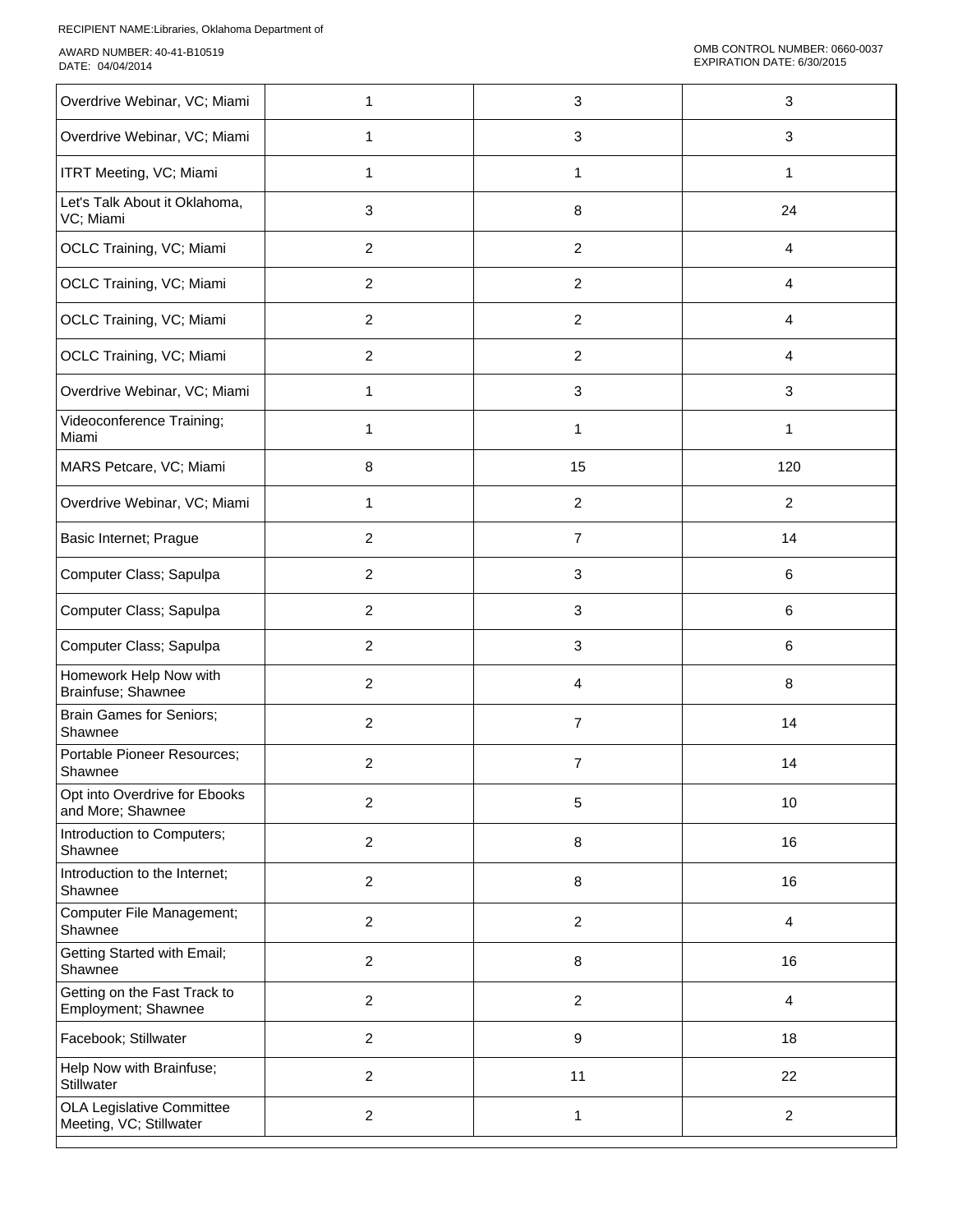RECIPIENT NAME:Libraries, Oklahoma Department of

AWARD NUMBER: 40-41-B10519
DATE: 04/04/2014

OMB CONTROL NUMBER: 0660-0037
EXPIRATION DATE: 6/30/2015

| | | | |
|---|---|---|---|
| Overdrive Webinar, VC; Miami | 1 | 3 | 3 |
| Overdrive Webinar, VC; Miami | 1 | 3 | 3 |
| ITRT Meeting, VC; Miami | 1 | 1 | 1 |
| Let's Talk About it Oklahoma, VC; Miami | 3 | 8 | 24 |
| OCLC Training, VC; Miami | 2 | 2 | 4 |
| OCLC Training, VC; Miami | 2 | 2 | 4 |
| OCLC Training, VC; Miami | 2 | 2 | 4 |
| OCLC Training, VC; Miami | 2 | 2 | 4 |
| Overdrive Webinar, VC; Miami | 1 | 3 | 3 |
| Videoconference Training; Miami | 1 | 1 | 1 |
| MARS Petcare, VC; Miami | 8 | 15 | 120 |
| Overdrive Webinar, VC; Miami | 1 | 2 | 2 |
| Basic Internet; Prague | 2 | 7 | 14 |
| Computer Class; Sapulpa | 2 | 3 | 6 |
| Computer Class; Sapulpa | 2 | 3 | 6 |
| Computer Class; Sapulpa | 2 | 3 | 6 |
| Homework Help Now with Brainfuse; Shawnee | 2 | 4 | 8 |
| Brain Games for Seniors; Shawnee | 2 | 7 | 14 |
| Portable Pioneer Resources; Shawnee | 2 | 7 | 14 |
| Opt into Overdrive for Ebooks and More; Shawnee | 2 | 5 | 10 |
| Introduction to Computers; Shawnee | 2 | 8 | 16 |
| Introduction to the Internet; Shawnee | 2 | 8 | 16 |
| Computer File Management; Shawnee | 2 | 2 | 4 |
| Getting Started with Email; Shawnee | 2 | 8 | 16 |
| Getting on the Fast Track to Employment; Shawnee | 2 | 2 | 4 |
| Facebook; Stillwater | 2 | 9 | 18 |
| Help Now with Brainfuse; Stillwater | 2 | 11 | 22 |
| OLA Legislative Committee Meeting, VC; Stillwater | 2 | 1 | 2 |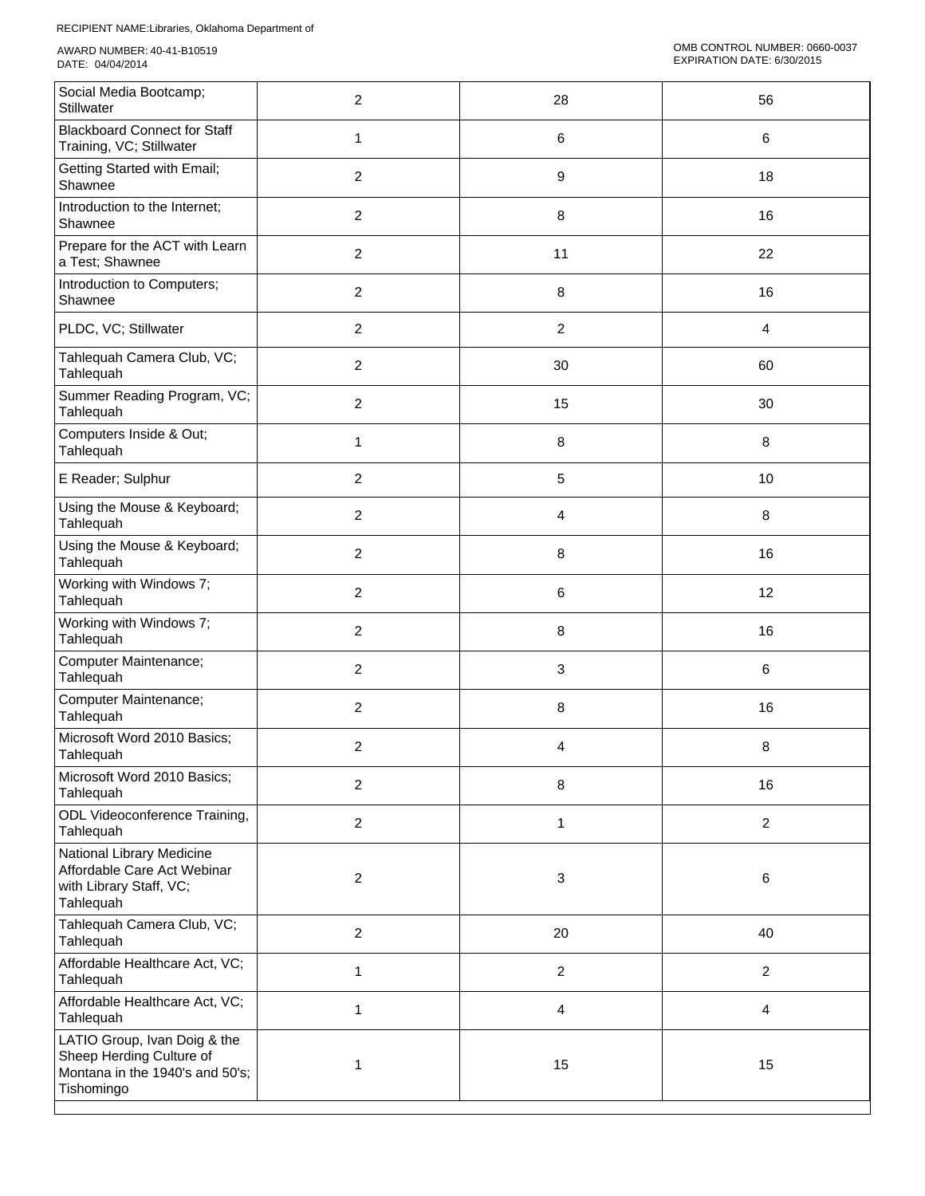RECIPIENT NAME:Libraries, Oklahoma Department of

AWARD NUMBER: 40-41-B10519
DATE: 04/04/2014

OMB CONTROL NUMBER: 0660-0037
EXPIRATION DATE: 6/30/2015

| | | | |
|---|---|---|---|
| Social Media Bootcamp; Stillwater | 2 | 28 | 56 |
| Blackboard Connect for Staff Training, VC; Stillwater | 1 | 6 | 6 |
| Getting Started with Email; Shawnee | 2 | 9 | 18 |
| Introduction to the Internet; Shawnee | 2 | 8 | 16 |
| Prepare for the ACT with Learn a Test; Shawnee | 2 | 11 | 22 |
| Introduction to Computers; Shawnee | 2 | 8 | 16 |
| PLDC, VC; Stillwater | 2 | 2 | 4 |
| Tahlequah Camera Club, VC; Tahlequah | 2 | 30 | 60 |
| Summer Reading Program, VC; Tahlequah | 2 | 15 | 30 |
| Computers Inside & Out; Tahlequah | 1 | 8 | 8 |
| E Reader; Sulphur | 2 | 5 | 10 |
| Using the Mouse & Keyboard; Tahlequah | 2 | 4 | 8 |
| Using the Mouse & Keyboard; Tahlequah | 2 | 8 | 16 |
| Working with Windows 7; Tahlequah | 2 | 6 | 12 |
| Working with Windows 7; Tahlequah | 2 | 8 | 16 |
| Computer Maintenance; Tahlequah | 2 | 3 | 6 |
| Computer Maintenance; Tahlequah | 2 | 8 | 16 |
| Microsoft Word 2010 Basics; Tahlequah | 2 | 4 | 8 |
| Microsoft Word 2010 Basics; Tahlequah | 2 | 8 | 16 |
| ODL Videoconference Training, Tahlequah | 2 | 1 | 2 |
| National Library Medicine Affordable Care Act Webinar with Library Staff, VC; Tahlequah | 2 | 3 | 6 |
| Tahlequah Camera Club, VC; Tahlequah | 2 | 20 | 40 |
| Affordable Healthcare Act, VC; Tahlequah | 1 | 2 | 2 |
| Affordable Healthcare Act, VC; Tahlequah | 1 | 4 | 4 |
| LATIO Group, Ivan Doig & the Sheep Herding Culture of Montana in the 1940's and 50's; Tishomingo | 1 | 15 | 15 |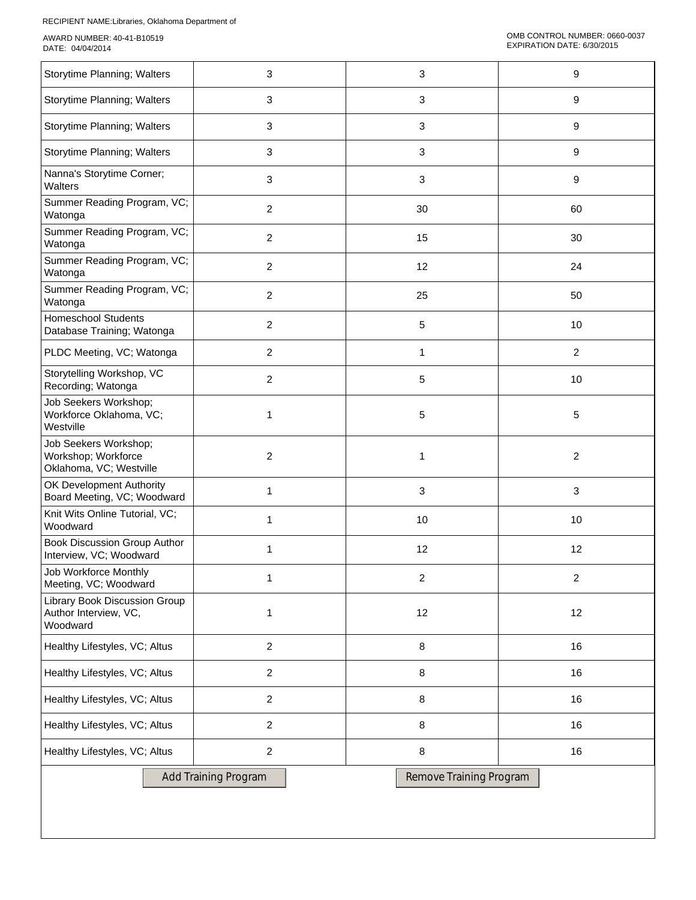RECIPIENT NAME:Libraries, Oklahoma Department of

AWARD NUMBER: 40-41-B10519
DATE: 04/04/2014

OMB CONTROL NUMBER: 0660-0037
EXPIRATION DATE: 6/30/2015

| | | | |
|---|---|---|---|
| Storytime Planning; Walters | 3 | 3 | 9 |
| Storytime Planning; Walters | 3 | 3 | 9 |
| Storytime Planning; Walters | 3 | 3 | 9 |
| Storytime Planning; Walters | 3 | 3 | 9 |
| Nanna's Storytime Corner; Walters | 3 | 3 | 9 |
| Summer Reading Program, VC; Watonga | 2 | 30 | 60 |
| Summer Reading Program, VC; Watonga | 2 | 15 | 30 |
| Summer Reading Program, VC; Watonga | 2 | 12 | 24 |
| Summer Reading Program, VC; Watonga | 2 | 25 | 50 |
| Homeschool Students Database Training; Watonga | 2 | 5 | 10 |
| PLDC Meeting, VC; Watonga | 2 | 1 | 2 |
| Storytelling Workshop, VC Recording; Watonga | 2 | 5 | 10 |
| Job Seekers Workshop; Workforce Oklahoma, VC; Westville | 1 | 5 | 5 |
| Job Seekers Workshop; Workshop; Workforce Oklahoma, VC; Westville | 2 | 1 | 2 |
| OK Development Authority Board Meeting, VC; Woodward | 1 | 3 | 3 |
| Knit Wits Online Tutorial, VC; Woodward | 1 | 10 | 10 |
| Book Discussion Group Author Interview, VC; Woodward | 1 | 12 | 12 |
| Job Workforce Monthly Meeting, VC; Woodward | 1 | 2 | 2 |
| Library Book Discussion Group Author Interview, VC, Woodward | 1 | 12 | 12 |
| Healthy Lifestyles, VC; Altus | 2 | 8 | 16 |
| Healthy Lifestyles, VC; Altus | 2 | 8 | 16 |
| Healthy Lifestyles, VC; Altus | 2 | 8 | 16 |
| Healthy Lifestyles, VC; Altus | 2 | 8 | 16 |
| Healthy Lifestyles, VC; Altus | 2 | 8 | 16 |

Add Training Program    Remove Training Program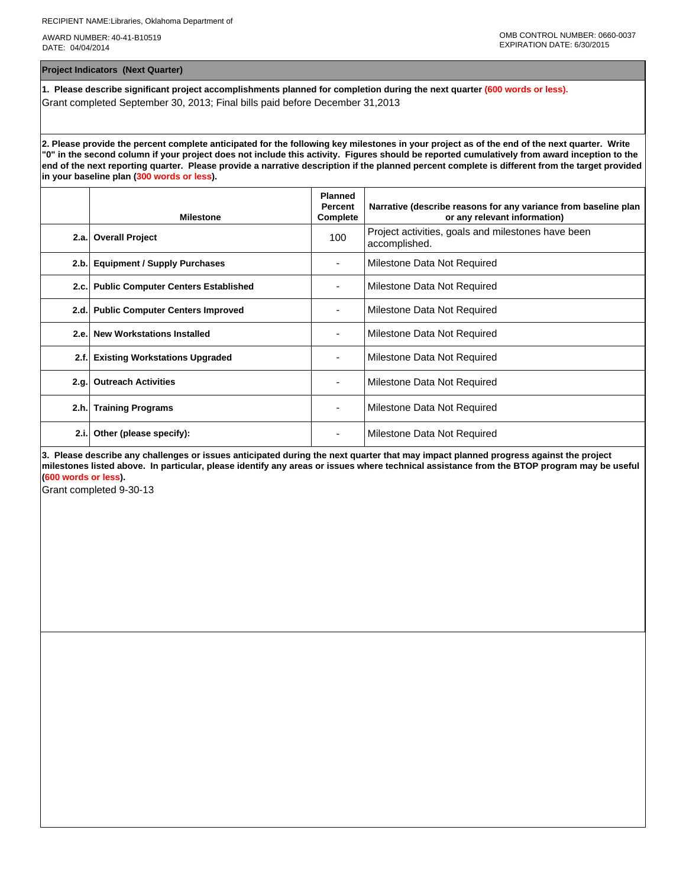RECIPIENT NAME:Libraries, Oklahoma Department of

AWARD NUMBER: 40-41-B10519
DATE: 04/04/2014

OMB CONTROL NUMBER: 0660-0037
EXPIRATION DATE: 6/30/2015

## Project Indicators (Next Quarter)

**1. Please describe significant project accomplishments planned for completion during the next quarter (600 words or less).**

Grant completed September 30, 2013; Final bills paid before December 31,2013

**2. Please provide the percent complete anticipated for the following key milestones in your project as of the end of the next quarter. Write "0" in the second column if your project does not include this activity. Figures should be reported cumulatively from award inception to the end of the next reporting quarter. Please provide a narrative description if the planned percent complete is different from the target provided in your baseline plan (300 words or less).**

| | Milestone | Planned Percent Complete | Narrative (describe reasons for any variance from baseline plan or any relevant information) |
|---|---|---|---|
| 2.a. | **Overall Project** | 100 | Project activities, goals and milestones have been accomplished. |
| 2.b. | **Equipment / Supply Purchases** | - | Milestone Data Not Required |
| 2.c. | **Public Computer Centers Established** | - | Milestone Data Not Required |
| 2.d. | **Public Computer Centers Improved** | - | Milestone Data Not Required |
| 2.e. | **New Workstations Installed** | - | Milestone Data Not Required |
| 2.f. | **Existing Workstations Upgraded** | - | Milestone Data Not Required |
| 2.g. | **Outreach Activities** | - | Milestone Data Not Required |
| 2.h. | **Training Programs** | - | Milestone Data Not Required |
| 2.i. | **Other (please specify):** | - | Milestone Data Not Required |

**3. Please describe any challenges or issues anticipated during the next quarter that may impact planned progress against the project milestones listed above. In particular, please identify any areas or issues where technical assistance from the BTOP program may be useful (600 words or less).**

Grant completed 9-30-13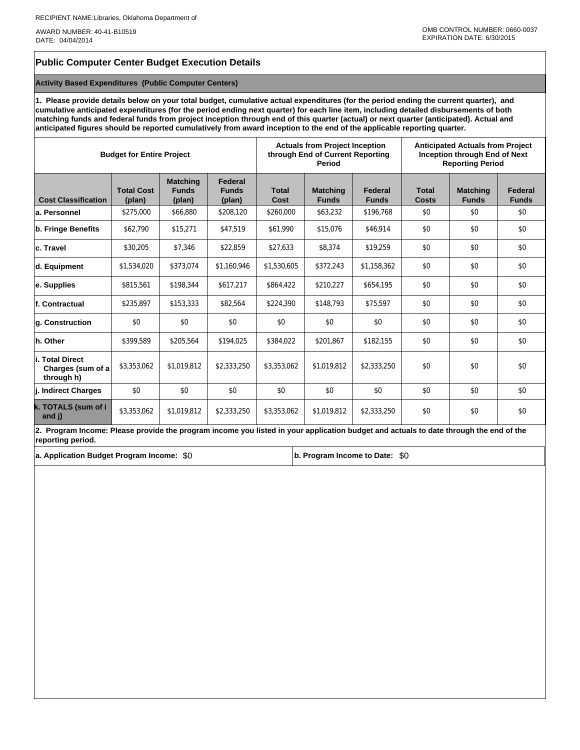RECIPIENT NAME:Libraries, Oklahoma Department of

AWARD NUMBER: 40-41-B10519
DATE: 04/04/2014

OMB CONTROL NUMBER: 0660-0037
EXPIRATION DATE: 6/30/2015

## Public Computer Center Budget Execution Details

**Activity Based Expenditures (Public Computer Centers)**

**1. Please provide details below on your total budget, cumulative actual expenditures (for the period ending the current quarter), and cumulative anticipated expenditures (for the period ending next quarter) for each line item, including detailed disbursements of both matching funds and federal funds from project inception through end of this quarter (actual) or next quarter (anticipated). Actual and anticipated figures should be reported cumulatively from award inception to the end of the applicable reporting quarter.**

| | Budget for Entire Project | | | Actuals from Project Inception through End of Current Reporting Period | | | Anticipated Actuals from Project Inception through End of Next Reporting Period | | |
|---|---|---|---|---|---|---|---|---|---|
| **Cost Classification** | **Total Cost (plan)** | **Matching Funds (plan)** | **Federal Funds (plan)** | **Total Cost** | **Matching Funds** | **Federal Funds** | **Total Costs** | **Matching Funds** | **Federal Funds** |
| a. Personnel | $275,000 | $66,880 | $208,120 | $260,000 | $63,232 | $196,768 | $0 | $0 | $0 |
| b. Fringe Benefits | $62,790 | $15,271 | $47,519 | $61,990 | $15,076 | $46,914 | $0 | $0 | $0 |
| c. Travel | $30,205 | $7,346 | $22,859 | $27,633 | $8,374 | $19,259 | $0 | $0 | $0 |
| d. Equipment | $1,534,020 | $373,074 | $1,160,946 | $1,530,605 | $372,243 | $1,158,362 | $0 | $0 | $0 |
| e. Supplies | $815,561 | $198,344 | $617,217 | $864,422 | $210,227 | $654,195 | $0 | $0 | $0 |
| f. Contractual | $235,897 | $153,333 | $82,564 | $224,390 | $148,793 | $75,597 | $0 | $0 | $0 |
| g. Construction | $0 | $0 | $0 | $0 | $0 | $0 | $0 | $0 | $0 |
| h. Other | $399,589 | $205,564 | $194,025 | $384,022 | $201,867 | $182,155 | $0 | $0 | $0 |
| i. Total Direct Charges (sum of a through h) | $3,353,062 | $1,019,812 | $2,333,250 | $3,353,062 | $1,019,812 | $2,333,250 | $0 | $0 | $0 |
| j. Indirect Charges | $0 | $0 | $0 | $0 | $0 | $0 | $0 | $0 | $0 |
| k. TOTALS (sum of i and j) | $3,353,062 | $1,019,812 | $2,333,250 | $3,353,062 | $1,019,812 | $2,333,250 | $0 | $0 | $0 |

**2. Program Income: Please provide the program income you listed in your application budget and actuals to date through the end of the reporting period.**

**a. Application Budget Program Income:** $0

**b. Program Income to Date:** $0